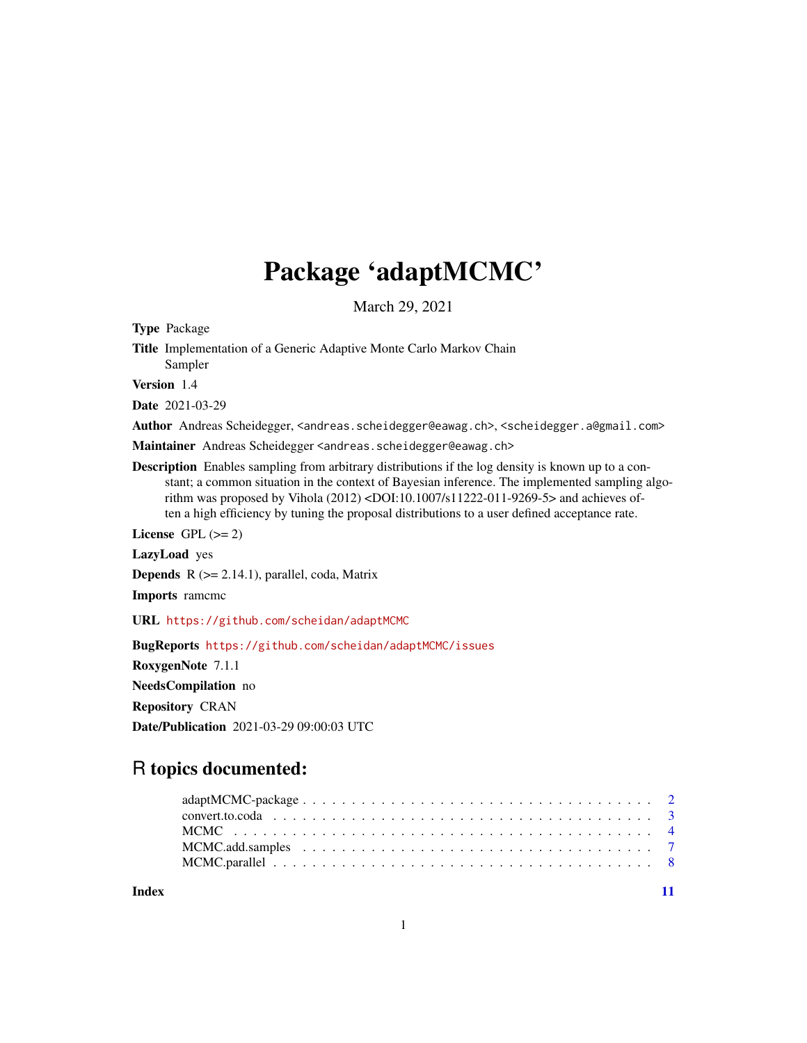# Package 'adaptMCMC'

March 29, 2021

**Type** Package

**Title** Implementation of a Generic Adaptive Monte Carlo Markov Chain Sampler

**Version** 1.4

**Date** 2021-03-29

**Author** Andreas Scheidegger, <andreas.scheidegger@eawag.ch>, <scheidegger.a@gmail.com>

**Maintainer** Andreas Scheidegger <andreas.scheidegger@eawag.ch>

**Description** Enables sampling from arbitrary distributions if the log density is known up to a constant; a common situation in the context of Bayesian inference. The implemented sampling algorithm was proposed by Vihola (2012) <DOI:10.1007/s11222-011-9269-5> and achieves often a high efficiency by tuning the proposal distributions to a user defined acceptance rate.

**License** GPL (>= 2)

**LazyLoad** yes

**Depends** R (>= 2.14.1), parallel, coda, Matrix

**Imports** ramcmc

**URL** https://github.com/scheidan/adaptMCMC

**BugReports** https://github.com/scheidan/adaptMCMC/issues

**RoxygenNote** 7.1.1

**NeedsCompilation** no

**Repository** CRAN

**Date/Publication** 2021-03-29 09:00:03 UTC

## R topics documented:

- adaptMCMC-package . . . . . . . . . . . . . . . . . . . . . . . . . . . . . . . . . . . . 2
- convert.to.coda . . . . . . . . . . . . . . . . . . . . . . . . . . . . . . . . . . . . . . . 3
- MCMC . . . . . . . . . . . . . . . . . . . . . . . . . . . . . . . . . . . . . . . . . . . . 4
- MCMC.add.samples . . . . . . . . . . . . . . . . . . . . . . . . . . . . . . . . . . . . . 7
- MCMC.parallel . . . . . . . . . . . . . . . . . . . . . . . . . . . . . . . . . . . . . . . 8

**Index** 11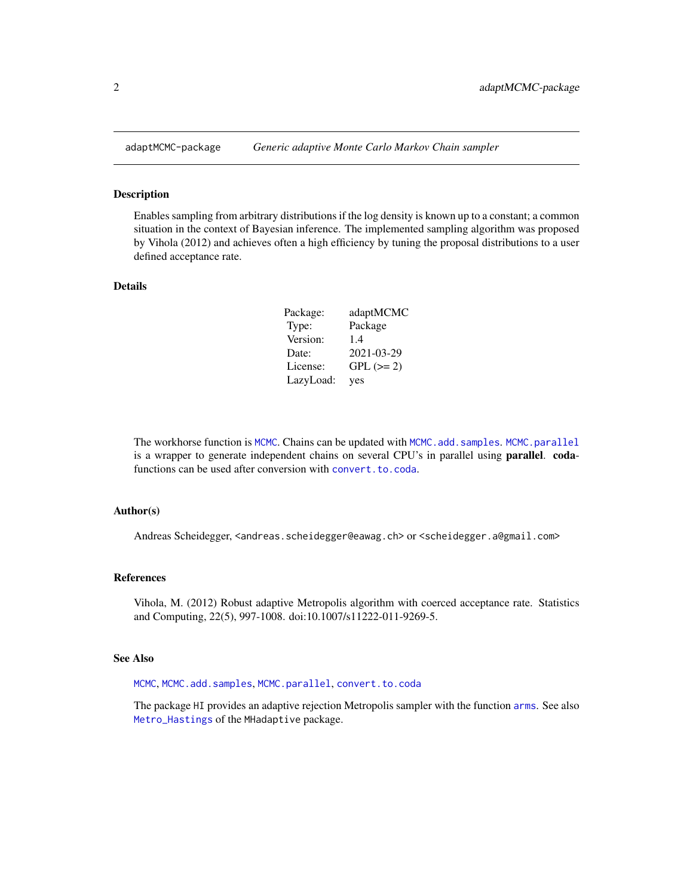adaptMCMC-package *Generic adaptive Monte Carlo Markov Chain sampler*

## Description

Enables sampling from arbitrary distributions if the log density is known up to a constant; a common situation in the context of Bayesian inference. The implemented sampling algorithm was proposed by Vihola (2012) and achieves often a high efficiency by tuning the proposal distributions to a user defined acceptance rate.

## Details

| | |
|---|---|
| Package: | adaptMCMC |
| Type: | Package |
| Version: | 1.4 |
| Date: | 2021-03-29 |
| License: | GPL (>= 2) |
| LazyLoad: | yes |

The workhorse function is `MCMC`. Chains can be updated with `MCMC.add.samples`. `MCMC.parallel` is a wrapper to generate independent chains on several CPU's in parallel using **parallel**. **coda**-functions can be used after conversion with `convert.to.coda`.

## Author(s)

Andreas Scheidegger, `<andreas.scheidegger@eawag.ch>` or `<scheidegger.a@gmail.com>`

## References

Vihola, M. (2012) Robust adaptive Metropolis algorithm with coerced acceptance rate. Statistics and Computing, 22(5), 997-1008. doi:10.1007/s11222-011-9269-5.

## See Also

`MCMC`, `MCMC.add.samples`, `MCMC.parallel`, `convert.to.coda`

The package `HI` provides an adaptive rejection Metropolis sampler with the function `arms`. See also `Metro_Hastings` of the `MHadaptive` package.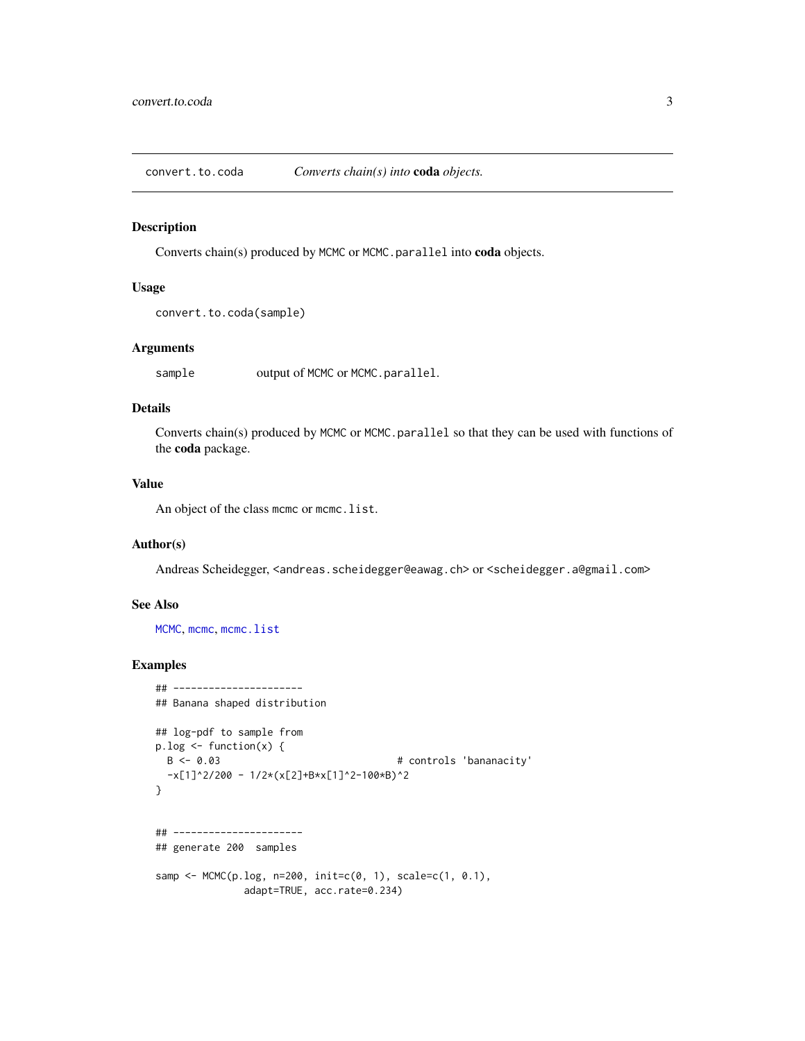`convert.to.coda` *Converts chain(s) into* **coda** *objects.*

### Description

Converts chain(s) produced by `MCMC` or `MCMC.parallel` into **coda** objects.

### Usage

```
convert.to.coda(sample)
```

### Arguments

| | |
|---|---|
| `sample` | output of `MCMC` or `MCMC.parallel`. |

### Details

Converts chain(s) produced by `MCMC` or `MCMC.parallel` so that they can be used with functions of the **coda** package.

### Value

An object of the class `mcmc` or `mcmc.list`.

### Author(s)

Andreas Scheidegger, <andreas.scheidegger@eawag.ch> or <scheidegger.a@gmail.com>

### See Also

`MCMC`, `mcmc`, `mcmc.list`

### Examples

```
## ----------------------
## Banana shaped distribution

## log-pdf to sample from
p.log <- function(x) {
  B <- 0.03                              # controls 'bananacity'
  -x[1]^2/200 - 1/2*(x[2]+B*x[1]^2-100*B)^2
}


## ----------------------
## generate 200  samples

samp <- MCMC(p.log, n=200, init=c(0, 1), scale=c(1, 0.1),
               adapt=TRUE, acc.rate=0.234)
```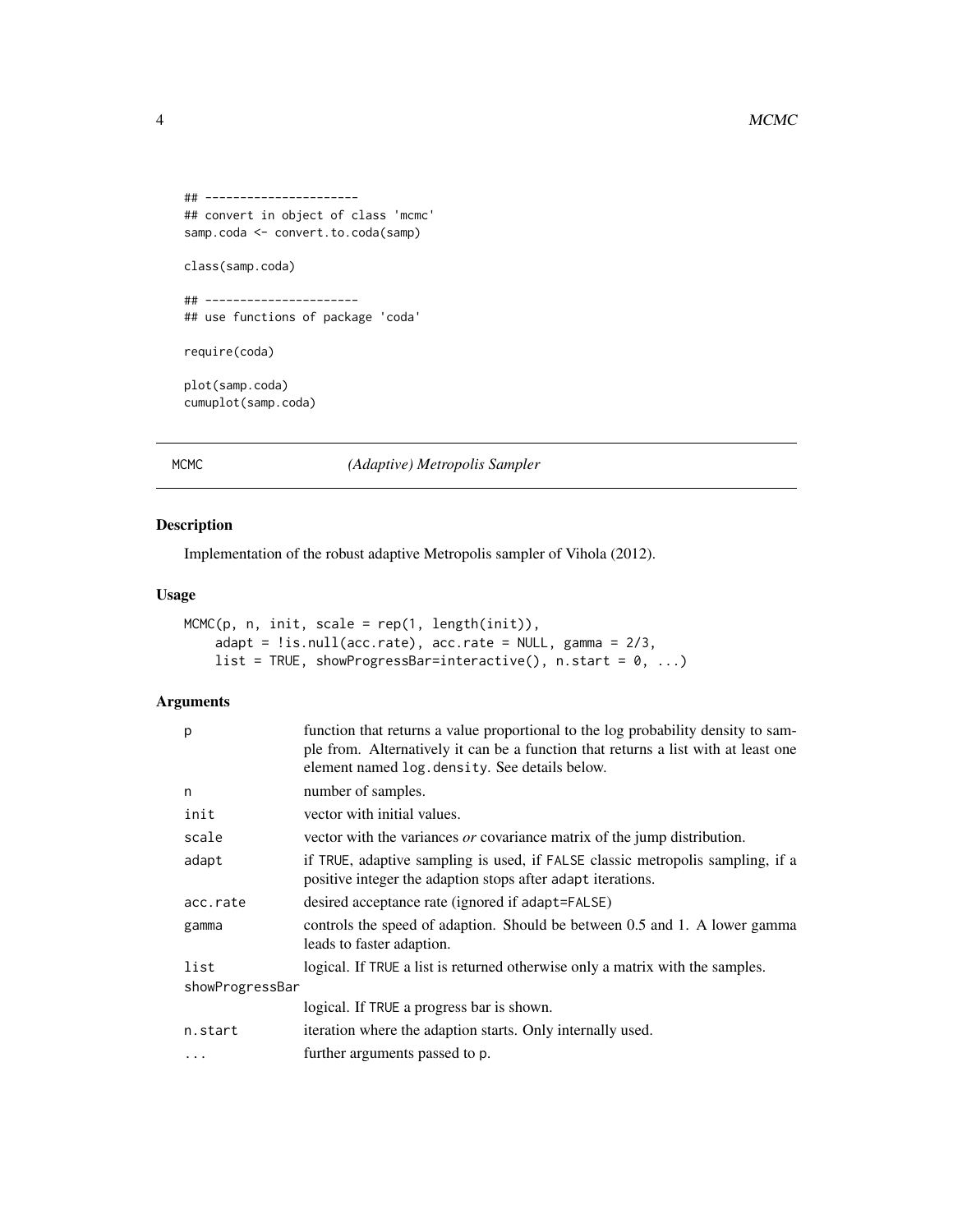```
## ----------------------
## convert in object of class 'mcmc'
samp.coda <- convert.to.coda(samp)

class(samp.coda)

## ----------------------
## use functions of package 'coda'

require(coda)

plot(samp.coda)
cumuplot(samp.coda)
```

---

## MCMC *(Adaptive) Metropolis Sampler*

### Description

Implementation of the robust adaptive Metropolis sampler of Vihola (2012).

### Usage

```
MCMC(p, n, init, scale = rep(1, length(init)),
    adapt = !is.null(acc.rate), acc.rate = NULL, gamma = 2/3,
    list = TRUE, showProgressBar=interactive(), n.start = 0, ...)
```

### Arguments

| | |
|---|---|
| p | function that returns a value proportional to the log probability density to sample from. Alternatively it can be a function that returns a list with at least one element named log.density. See details below. |
| n | number of samples. |
| init | vector with initial values. |
| scale | vector with the variances *or* covariance matrix of the jump distribution. |
| adapt | if TRUE, adaptive sampling is used, if FALSE classic metropolis sampling, if a positive integer the adaption stops after adapt iterations. |
| acc.rate | desired acceptance rate (ignored if adapt=FALSE) |
| gamma | controls the speed of adaption. Should be between 0.5 and 1. A lower gamma leads to faster adaption. |
| list | logical. If TRUE a list is returned otherwise only a matrix with the samples. |
| showProgressBar | logical. If TRUE a progress bar is shown. |
| n.start | iteration where the adaption starts. Only internally used. |
| ... | further arguments passed to p. |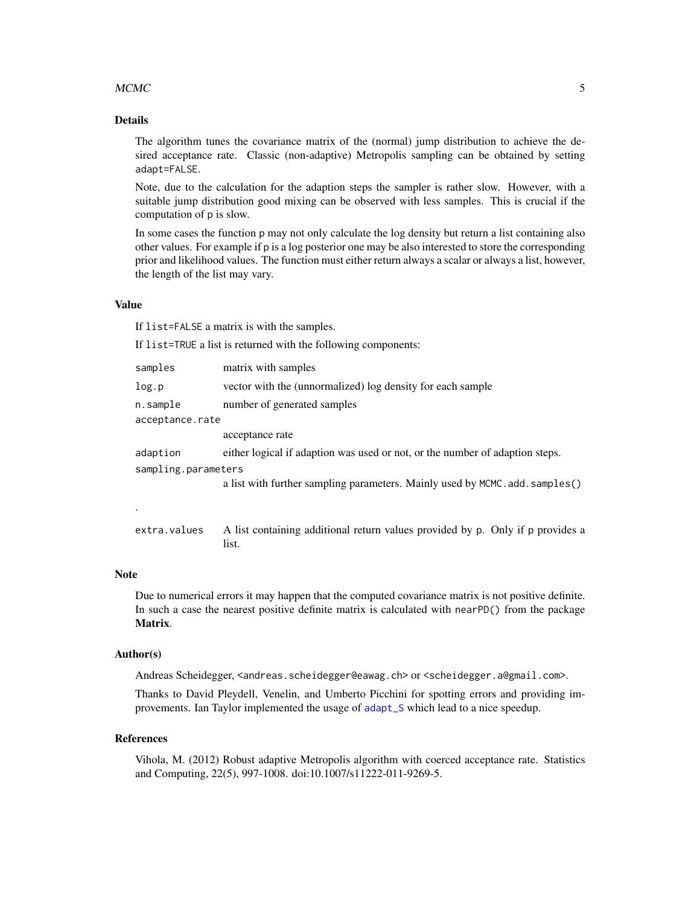## Details

The algorithm tunes the covariance matrix of the (normal) jump distribution to achieve the desired acceptance rate. Classic (non-adaptive) Metropolis sampling can be obtained by setting `adapt=FALSE`.

Note, due to the calculation for the adaption steps the sampler is rather slow. However, with a suitable jump distribution good mixing can be observed with less samples. This is crucial if the computation of `p` is slow.

In some cases the function `p` may not only calculate the log density but return a list containing also other values. For example if `p` is a log posterior one may be also interested to store the corresponding prior and likelihood values. The function must either return always a scalar or always a list, however, the length of the list may vary.

## Value

If `list=FALSE` a matrix is with the samples.

If `list=TRUE` a list is returned with the following components:

| | |
|---|---|
| `samples` | matrix with samples |
| `log.p` | vector with the (unnormalized) log density for each sample |
| `n.sample` | number of generated samples |
| `acceptance.rate` | acceptance rate |
| `adaption` | either logical if adaption was used or not, or the number of adaption steps. |
| `sampling.parameters` | a list with further sampling parameters. Mainly used by `MCMC.add.samples()` |
| . | |
| `extra.values` | A list containing additional return values provided by `p`. Only if `p` provides a list. |

## Note

Due to numerical errors it may happen that the computed covariance matrix is not positive definite. In such a case the nearest positive definite matrix is calculated with `nearPD()` from the package **Matrix**.

## Author(s)

Andreas Scheidegger, <andreas.scheidegger@eawag.ch> or <scheidegger.a@gmail.com>.

Thanks to David Pleydell, Venelin, and Umberto Picchini for spotting errors and providing improvements. Ian Taylor implemented the usage of `adapt_S` which lead to a nice speedup.

## References

Vihola, M. (2012) Robust adaptive Metropolis algorithm with coerced acceptance rate. Statistics and Computing, 22(5), 997-1008. doi:10.1007/s11222-011-9269-5.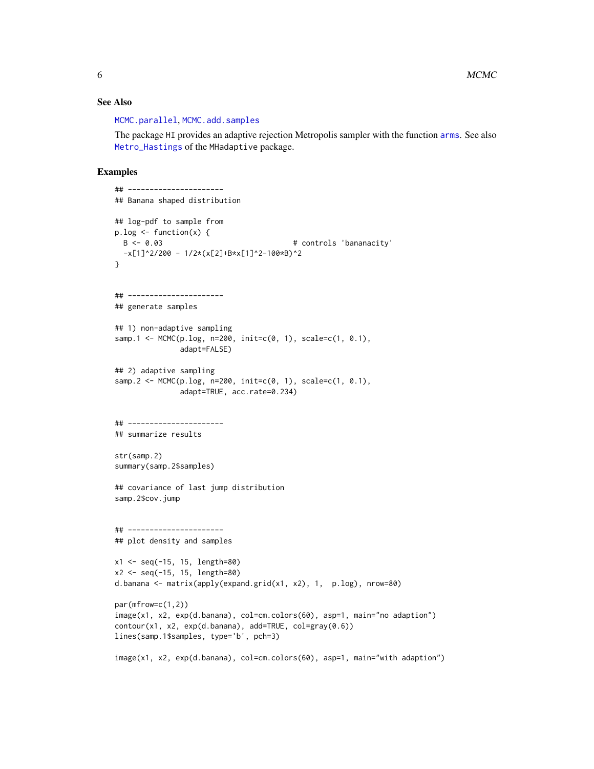### See Also

MCMC.parallel, MCMC.add.samples

The package HI provides an adaptive rejection Metropolis sampler with the function arms. See also Metro_Hastings of the MHadaptive package.

### Examples

```
## ----------------------
## Banana shaped distribution

## log-pdf to sample from
p.log <- function(x) {
  B <- 0.03                              # controls 'bananacity'
  -x[1]^2/200 - 1/2*(x[2]+B*x[1]^2-100*B)^2
}


## ----------------------
## generate samples

## 1) non-adaptive sampling
samp.1 <- MCMC(p.log, n=200, init=c(0, 1), scale=c(1, 0.1),
               adapt=FALSE)

## 2) adaptive sampling
samp.2 <- MCMC(p.log, n=200, init=c(0, 1), scale=c(1, 0.1),
               adapt=TRUE, acc.rate=0.234)


## ----------------------
## summarize results

str(samp.2)
summary(samp.2$samples)

## covariance of last jump distribution
samp.2$cov.jump


## ----------------------
## plot density and samples

x1 <- seq(-15, 15, length=80)
x2 <- seq(-15, 15, length=80)
d.banana <- matrix(apply(expand.grid(x1, x2), 1,  p.log), nrow=80)

par(mfrow=c(1,2))
image(x1, x2, exp(d.banana), col=cm.colors(60), asp=1, main="no adaption")
contour(x1, x2, exp(d.banana), add=TRUE, col=gray(0.6))
lines(samp.1$samples, type='b', pch=3)

image(x1, x2, exp(d.banana), col=cm.colors(60), asp=1, main="with adaption")
```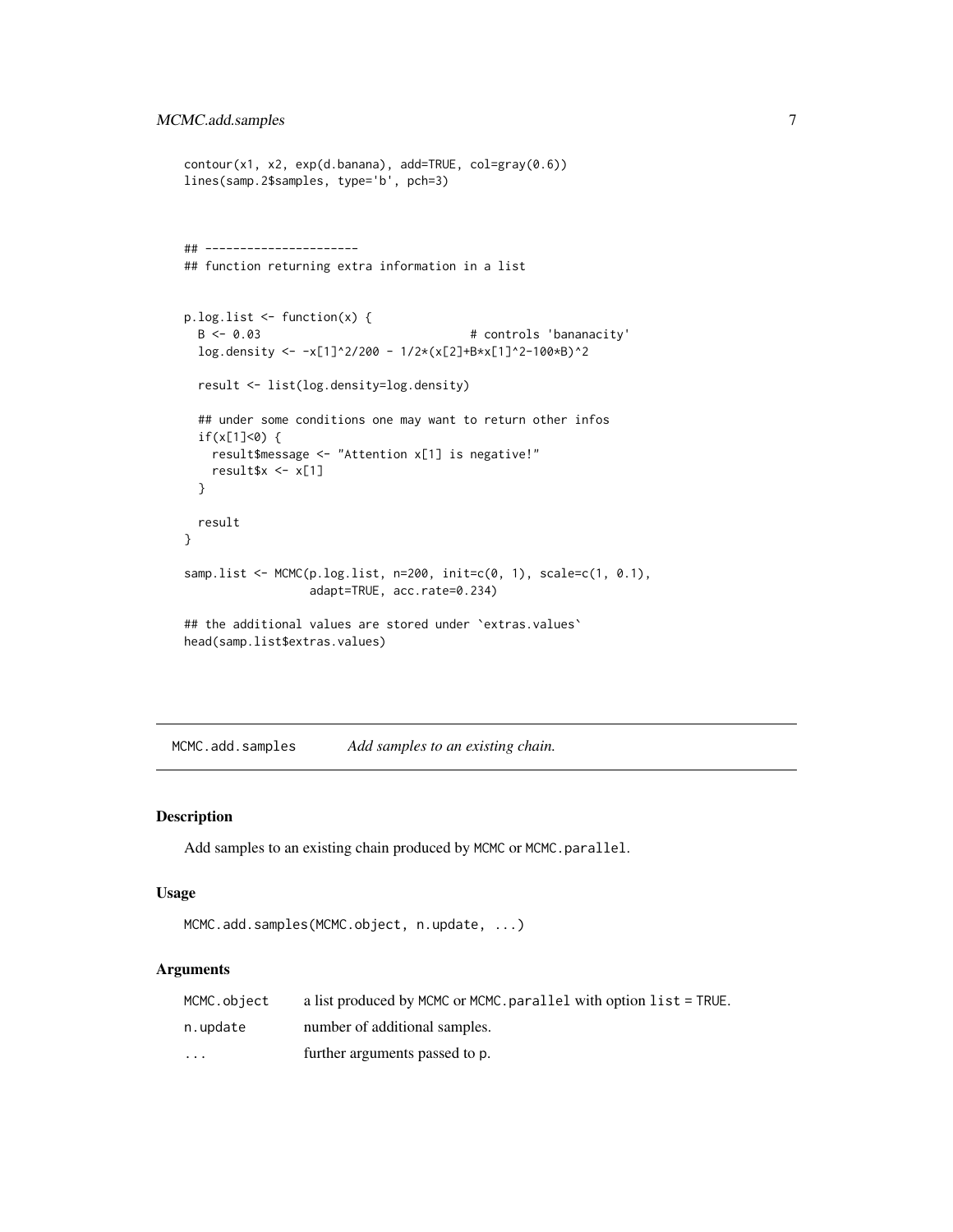```
contour(x1, x2, exp(d.banana), add=TRUE, col=gray(0.6))
lines(samp.2$samples, type='b', pch=3)


## ----------------------
## function returning extra information in a list


p.log.list <- function(x) {
  B <- 0.03                              # controls 'bananacity'
  log.density <- -x[1]^2/200 - 1/2*(x[2]+B*x[1]^2-100*B)^2

  result <- list(log.density=log.density)

  ## under some conditions one may want to return other infos
  if(x[1]<0) {
    result$message <- "Attention x[1] is negative!"
    result$x <- x[1]
  }

  result
}

samp.list <- MCMC(p.log.list, n=200, init=c(0, 1), scale=c(1, 0.1),
                  adapt=TRUE, acc.rate=0.234)

## the additional values are stored under `extras.values`
head(samp.list$extras.values)
```

## MCMC.add.samples — *Add samples to an existing chain.*

### Description

Add samples to an existing chain produced by `MCMC` or `MCMC.parallel`.

### Usage

```
MCMC.add.samples(MCMC.object, n.update, ...)
```

### Arguments

| | |
|---|---|
| `MCMC.object` | a list produced by `MCMC` or `MCMC.parallel` with option `list = TRUE`. |
| `n.update` | number of additional samples. |
| `...` | further arguments passed to `p`. |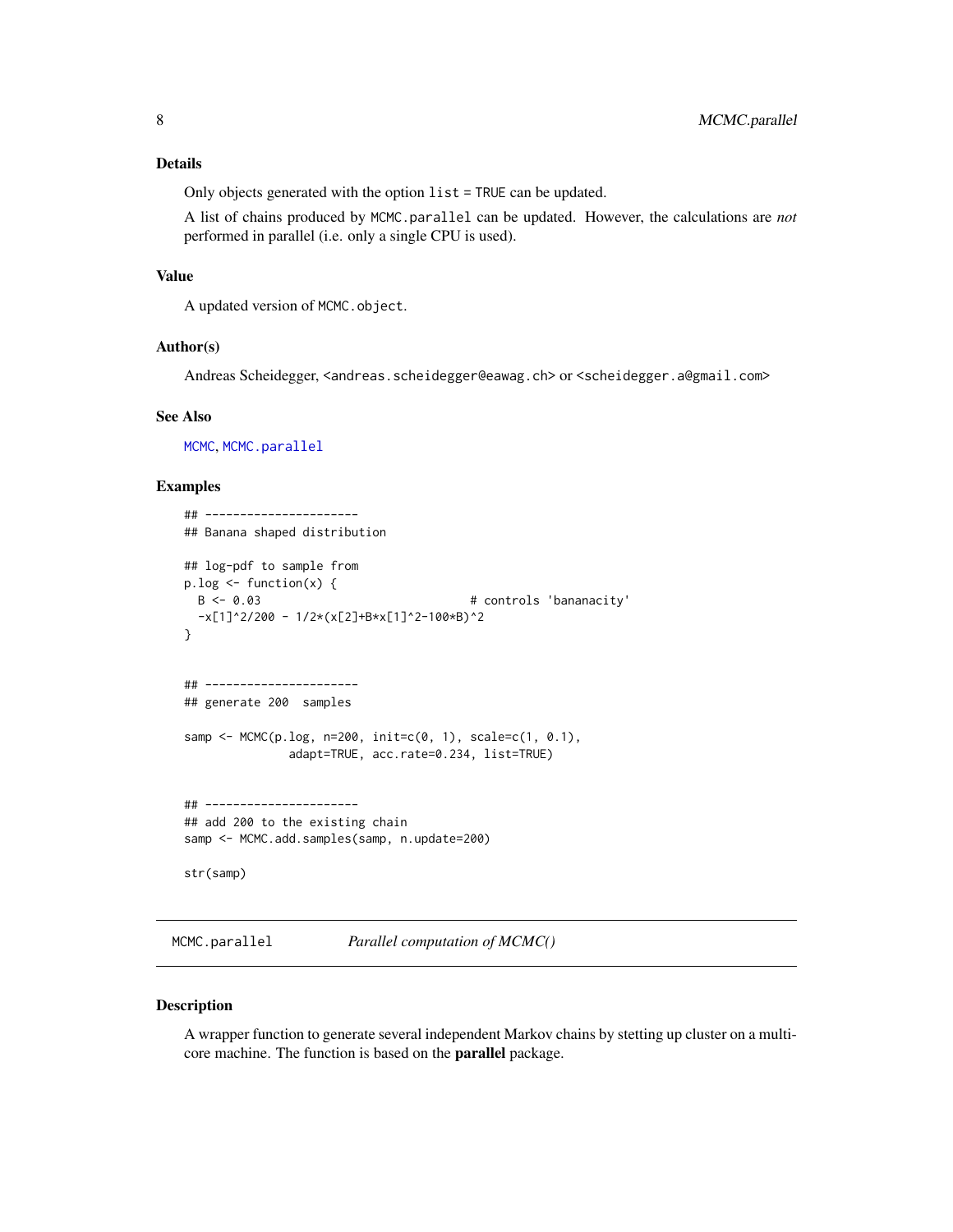### Details

Only objects generated with the option `list = TRUE` can be updated.

A list of chains produced by `MCMC.parallel` can be updated. However, the calculations are *not* performed in parallel (i.e. only a single CPU is used).

### Value

A updated version of `MCMC.object`.

### Author(s)

Andreas Scheidegger, <andreas.scheidegger@eawag.ch> or <scheidegger.a@gmail.com>

### See Also

`MCMC`, `MCMC.parallel`

### Examples

```
## ----------------------
## Banana shaped distribution

## log-pdf to sample from
p.log <- function(x) {
  B <- 0.03                              # controls 'bananacity'
  -x[1]^2/200 - 1/2*(x[2]+B*x[1]^2-100*B)^2
}


## ----------------------
## generate 200  samples

samp <- MCMC(p.log, n=200, init=c(0, 1), scale=c(1, 0.1),
               adapt=TRUE, acc.rate=0.234, list=TRUE)


## ----------------------
## add 200 to the existing chain
samp <- MCMC.add.samples(samp, n.update=200)

str(samp)
```

---

## MCMC.parallel — *Parallel computation of MCMC()*

---

### Description

A wrapper function to generate several independent Markov chains by stetting up cluster on a multi-core machine. The function is based on the **parallel** package.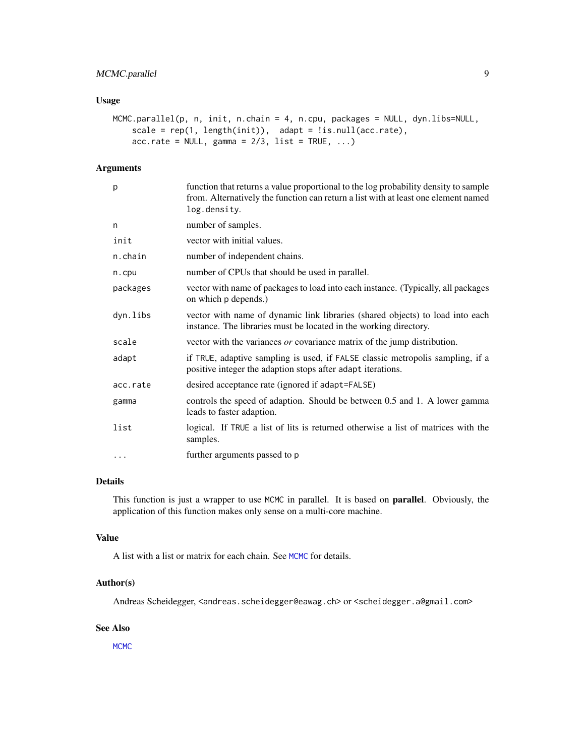## Usage

```
MCMC.parallel(p, n, init, n.chain = 4, n.cpu, packages = NULL, dyn.libs=NULL,
    scale = rep(1, length(init)),  adapt = !is.null(acc.rate),
    acc.rate = NULL, gamma = 2/3, list = TRUE, ...)
```

## Arguments

| | |
|---|---|
| `p` | function that returns a value proportional to the log probability density to sample from. Alternatively the function can return a list with at least one element named `log.density`. |
| `n` | number of samples. |
| `init` | vector with initial values. |
| `n.chain` | number of independent chains. |
| `n.cpu` | number of CPUs that should be used in parallel. |
| `packages` | vector with name of packages to load into each instance. (Typically, all packages on which `p` depends.) |
| `dyn.libs` | vector with name of dynamic link libraries (shared objects) to load into each instance. The libraries must be located in the working directory. |
| `scale` | vector with the variances *or* covariance matrix of the jump distribution. |
| `adapt` | if `TRUE`, adaptive sampling is used, if `FALSE` classic metropolis sampling, if a positive integer the adaption stops after `adapt` iterations. |
| `acc.rate` | desired acceptance rate (ignored if `adapt=FALSE`) |
| `gamma` | controls the speed of adaption. Should be between 0.5 and 1. A lower gamma leads to faster adaption. |
| `list` | logical. If `TRUE` a list of lits is returned otherwise a list of matrices with the samples. |
| `...` | further arguments passed to `p` |

## Details

This function is just a wrapper to use `MCMC` in parallel. It is based on **parallel**. Obviously, the application of this function makes only sense on a multi-core machine.

## Value

A list with a list or matrix for each chain. See `MCMC` for details.

## Author(s)

Andreas Scheidegger, <andreas.scheidegger@eawag.ch> or <scheidegger.a@gmail.com>

## See Also

`MCMC`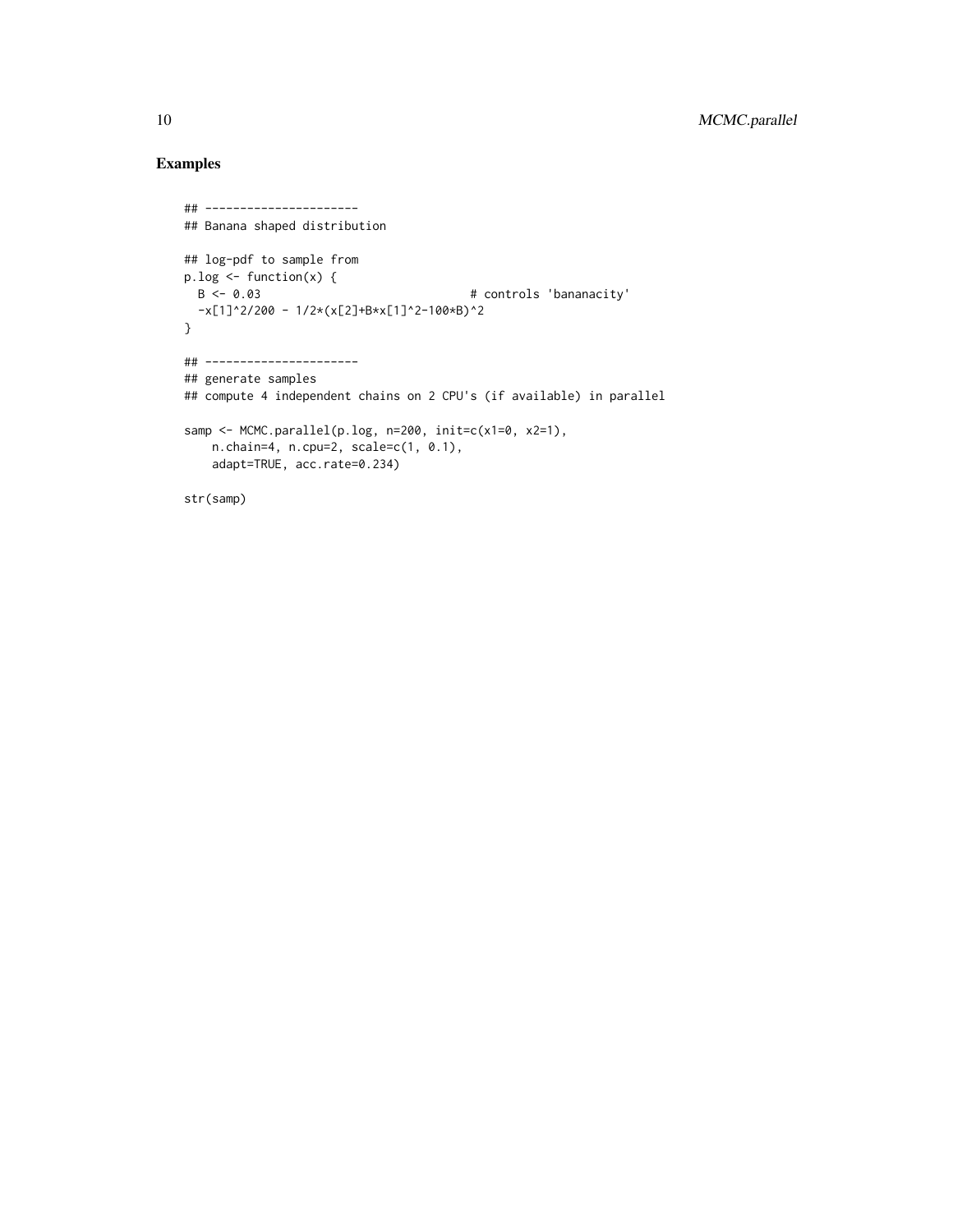## Examples

```
## ----------------------
## Banana shaped distribution

## log-pdf to sample from
p.log <- function(x) {
  B <- 0.03                              # controls 'bananacity'
  -x[1]^2/200 - 1/2*(x[2]+B*x[1]^2-100*B)^2
}

## ----------------------
## generate samples
## compute 4 independent chains on 2 CPU's (if available) in parallel

samp <- MCMC.parallel(p.log, n=200, init=c(x1=0, x2=1),
    n.chain=4, n.cpu=2, scale=c(1, 0.1),
    adapt=TRUE, acc.rate=0.234)

str(samp)
```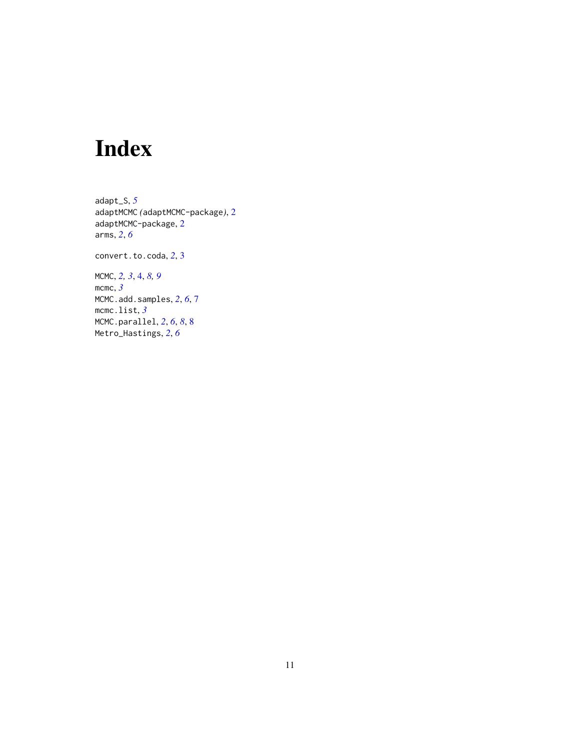# Index

adapt_S, *5*
adaptMCMC *(*adaptMCMC-package*)*, 2
adaptMCMC-package, 2
arms, *2*, *6*

convert.to.coda, *2*, 3

MCMC, *2, 3*, 4, *8, 9*
mcmc, *3*
MCMC.add.samples, *2*, *6*, 7
mcmc.list, *3*
MCMC.parallel, *2*, *6*, *8*, 8
Metro_Hastings, *2*, *6*